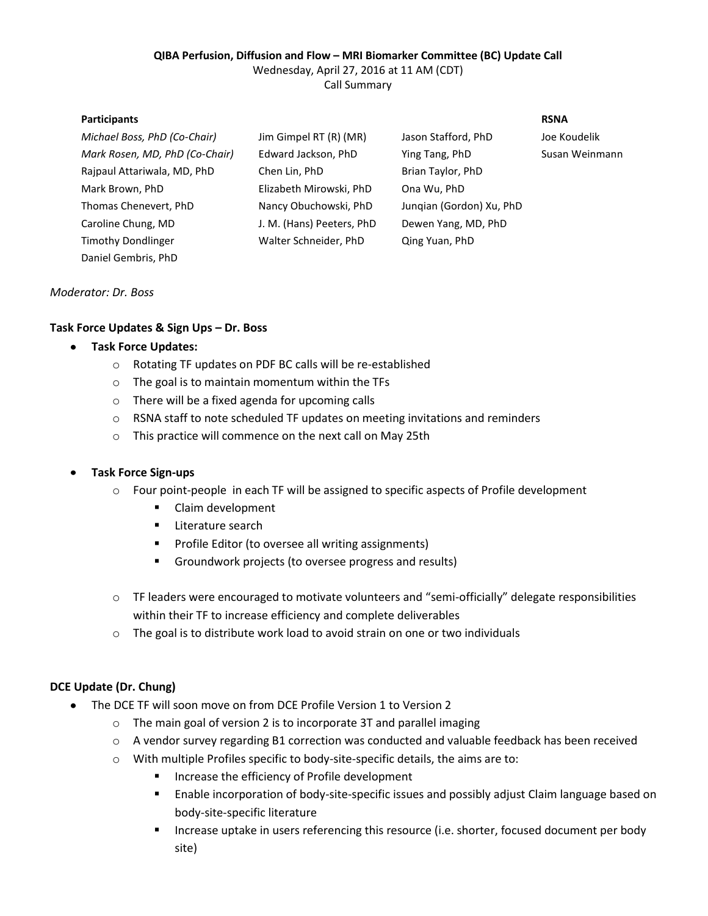**QIBA Perfusion, Diffusion and Flow – MRI Biomarker Committee (BC) Update Call**

Wednesday, April 27, 2016 at 11 AM (CDT)

Call Summary

| Participants | | | RSNA |
|---|---|---|---|
| *Michael Boss, PhD (Co-Chair)* | Jim Gimpel RT (R) (MR) | Jason Stafford, PhD | Joe Koudelik |
| *Mark Rosen, MD, PhD (Co-Chair)* | Edward Jackson, PhD | Ying Tang, PhD | Susan Weinmann |
| Rajpaul Attariwala, MD, PhD | Chen Lin, PhD | Brian Taylor, PhD | |
| Mark Brown, PhD | Elizabeth Mirowski, PhD | Ona Wu, PhD | |
| Thomas Chenevert, PhD | Nancy Obuchowski, PhD | Junqian (Gordon) Xu, PhD | |
| Caroline Chung, MD | J. M. (Hans) Peeters, PhD | Dewen Yang, MD, PhD | |
| Timothy Dondlinger | Walter Schneider, PhD | Qing Yuan, PhD | |
| Daniel Gembris, PhD | | | |

*Moderator: Dr. Boss*

**Task Force Updates & Sign Ups – Dr. Boss**

- **Task Force Updates:**
  - Rotating TF updates on PDF BC calls will be re-established
  - The goal is to maintain momentum within the TFs
  - There will be a fixed agenda for upcoming calls
  - RSNA staff to note scheduled TF updates on meeting invitations and reminders
  - This practice will commence on the next call on May 25th

- **Task Force Sign-ups**
  - Four point-people in each TF will be assigned to specific aspects of Profile development
    - Claim development
    - Literature search
    - Profile Editor (to oversee all writing assignments)
    - Groundwork projects (to oversee progress and results)
  - TF leaders were encouraged to motivate volunteers and "semi-officially" delegate responsibilities within their TF to increase efficiency and complete deliverables
  - The goal is to distribute work load to avoid strain on one or two individuals

**DCE Update (Dr. Chung)**

- The DCE TF will soon move on from DCE Profile Version 1 to Version 2
  - The main goal of version 2 is to incorporate 3T and parallel imaging
  - A vendor survey regarding B1 correction was conducted and valuable feedback has been received
  - With multiple Profiles specific to body-site-specific details, the aims are to:
    - Increase the efficiency of Profile development
    - Enable incorporation of body-site-specific issues and possibly adjust Claim language based on body-site-specific literature
    - Increase uptake in users referencing this resource (i.e. shorter, focused document per body site)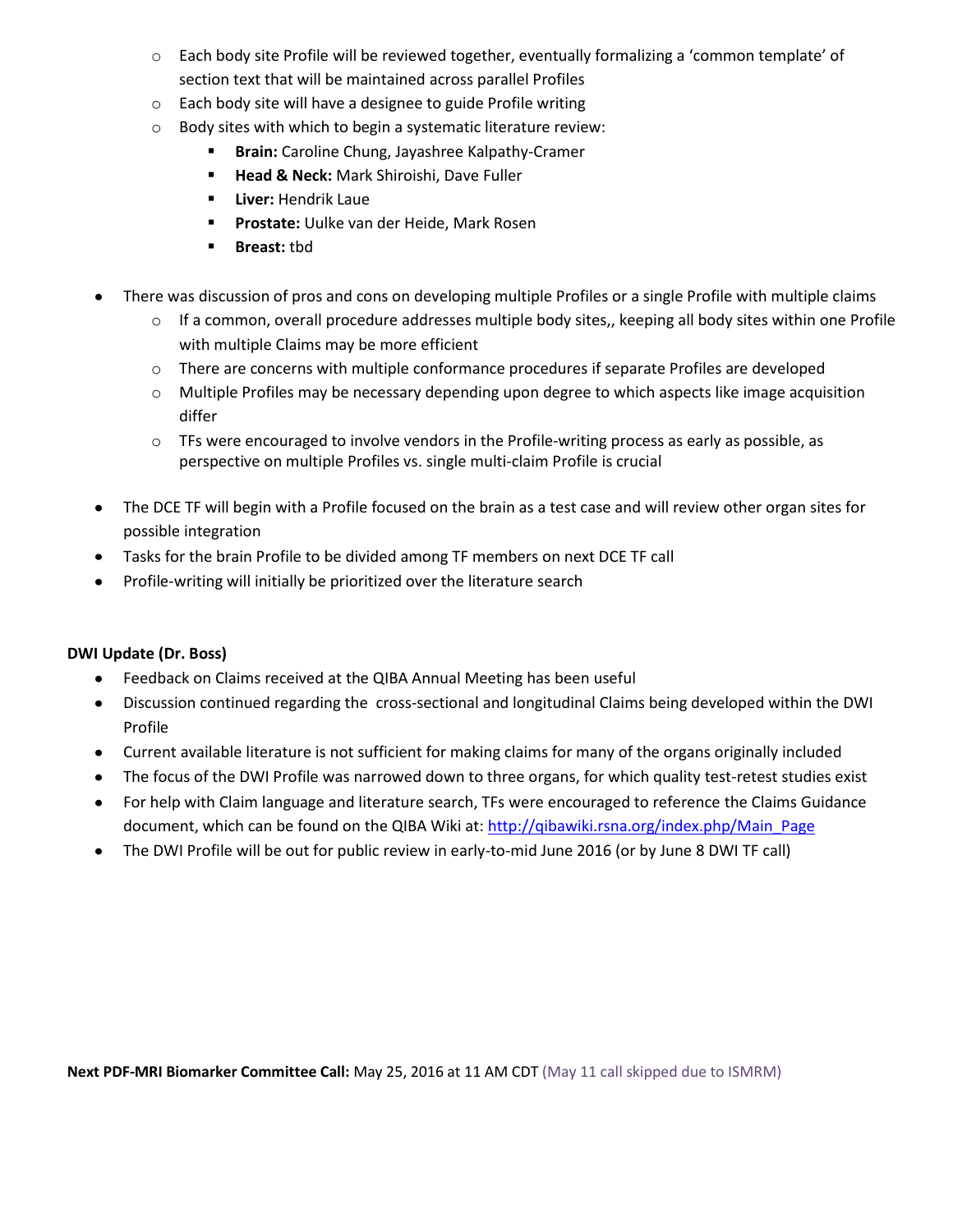- Each body site Profile will be reviewed together, eventually formalizing a 'common template' of section text that will be maintained across parallel Profiles
  - Each body site will have a designee to guide Profile writing
  - Body sites with which to begin a systematic literature review:
    - **Brain:** Caroline Chung, Jayashree Kalpathy-Cramer
    - **Head & Neck:** Mark Shiroishi, Dave Fuller
    - **Liver:** Hendrik Laue
    - **Prostate:** Uulke van der Heide, Mark Rosen
    - **Breast:** tbd

- There was discussion of pros and cons on developing multiple Profiles or a single Profile with multiple claims
  - If a common, overall procedure addresses multiple body sites,, keeping all body sites within one Profile with multiple Claims may be more efficient
  - There are concerns with multiple conformance procedures if separate Profiles are developed
  - Multiple Profiles may be necessary depending upon degree to which aspects like image acquisition differ
  - TFs were encouraged to involve vendors in the Profile-writing process as early as possible, as perspective on multiple Profiles vs. single multi-claim Profile is crucial

- The DCE TF will begin with a Profile focused on the brain as a test case and will review other organ sites for possible integration
- Tasks for the brain Profile to be divided among TF members on next DCE TF call
- Profile-writing will initially be prioritized over the literature search

**DWI Update (Dr. Boss)**

- Feedback on Claims received at the QIBA Annual Meeting has been useful
- Discussion continued regarding the cross-sectional and longitudinal Claims being developed within the DWI Profile
- Current available literature is not sufficient for making claims for many of the organs originally included
- The focus of the DWI Profile was narrowed down to three organs, for which quality test-retest studies exist
- For help with Claim language and literature search, TFs were encouraged to reference the Claims Guidance document, which can be found on the QIBA Wiki at: http://qibawiki.rsna.org/index.php/Main_Page
- The DWI Profile will be out for public review in early-to-mid June 2016 (or by June 8 DWI TF call)

**Next PDF-MRI Biomarker Committee Call:** May 25, 2016 at 11 AM CDT (May 11 call skipped due to ISMRM)